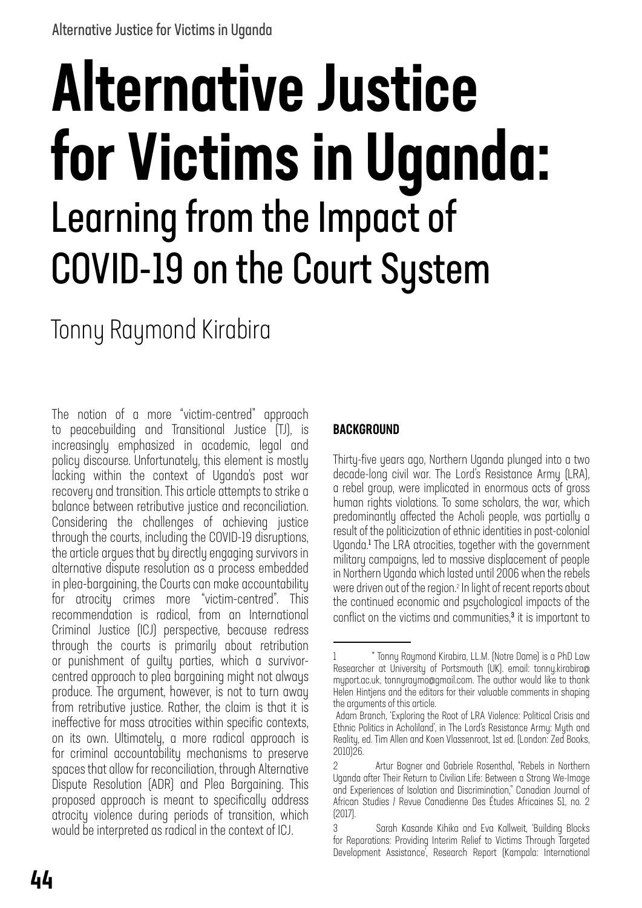# Alternative Justice for Victims in Uganda: Learning from the Impact of COVID-19 on the Court System

Tonny Raymond Kirabira

The notion of a more "victim-centred" approach to peacebuilding and Transitional Justice (TJ), is increasingly emphasized in academic, legal and policy discourse. Unfortunately, this element is mostly lacking within the context of Uganda's post war recovery and transition. This article attempts to strike a balance between retributive justice and reconciliation. Considering the challenges of achieving justice through the courts, including the COVID-19 disruptions, the article argues that by directly engaging survivors in alternative dispute resolution as a process embedded in plea-bargaining, the Courts can make accountability for atrocity crimes more "victim-centred". This recommendation is radical, from an International Criminal Justice (ICJ) perspective, because redress through the courts is primarily about retribution or punishment of guilty parties, which a survivor-centred approach to plea bargaining might not always produce. The argument, however, is not to turn away from retributive justice. Rather, the claim is that it is ineffective for mass atrocities within specific contexts, on its own. Ultimately, a more radical approach is for criminal accountability mechanisms to preserve spaces that allow for reconciliation, through Alternative Dispute Resolution (ADR) and Plea Bargaining. This proposed approach is meant to specifically address atrocity violence during periods of transition, which would be interpreted as radical in the context of ICJ.

## BACKGROUND

Thirty-five years ago, Northern Uganda plunged into a two decade-long civil war. The Lord's Resistance Army (LRA), a rebel group, were implicated in enormous acts of gross human rights violations. To some scholars, the war, which predominantly affected the Acholi people, was partially a result of the politicization of ethnic identities in post-colonial Uganda.[1] The LRA atrocities, together with the government military campaigns, led to massive displacement of people in Northern Uganda which lasted until 2006 when the rebels were driven out of the region.[2] In light of recent reports about the continued economic and psychological impacts of the conflict on the victims and communities,[3] it is important to

---

1 * Tonny Raymond Kirabira, LL.M. (Notre Dame) is a PhD Law Researcher at University of Portsmouth (UK). email: tonny.kirabira@myport.ac.uk, tonnyraymo@gmail.com. The author would like to thank Helen Hintjens and the editors for their valuable comments in shaping the arguments of this article.

Adam Branch, 'Exploring the Root of LRA Violence: Political Crisis and Ethnic Politics in Acholiland', in The Lord's Resistance Army: Myth and Reality, ed. Tim Allen and Koen Vlassenroot, 1st ed. (London: Zed Books, 2010)26.

2 Artur Bogner and Gabriele Rosenthal, "Rebels in Northern Uganda after Their Return to Civilian Life: Between a Strong We-Image and Experiences of Isolation and Discrimination," Canadian Journal of African Studies / Revue Canadienne Des Études Africaines 51, no. 2 (2017).

3 Sarah Kasande Kihika and Eva Kallweit, 'Building Blocks for Reparations: Providing Interim Relief to Victims Through Targeted Development Assistance', Research Report (Kampala: International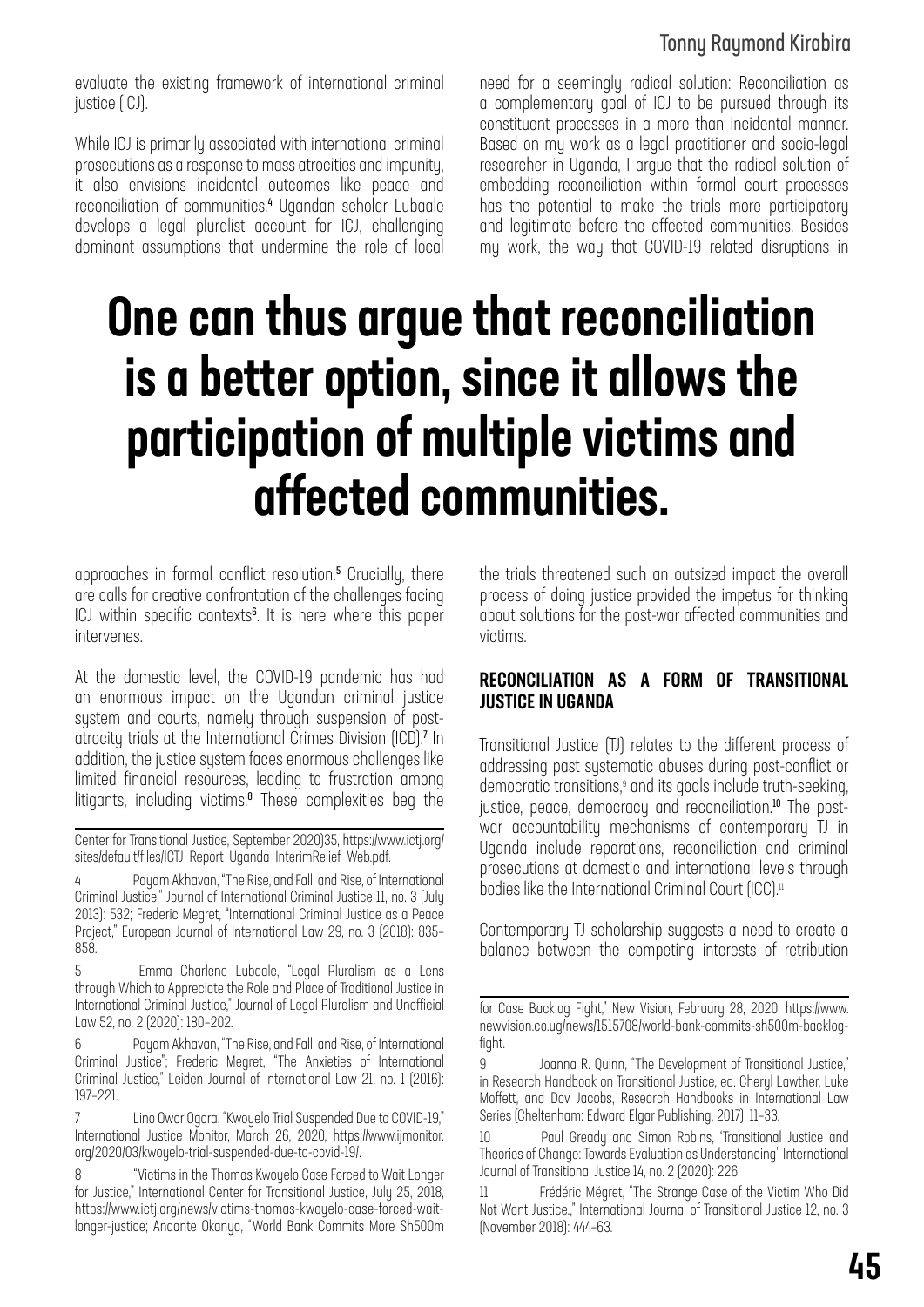evaluate the existing framework of international criminal justice (ICJ).

While ICJ is primarily associated with international criminal prosecutions as a response to mass atrocities and impunity, it also envisions incidental outcomes like peace and reconciliation of communities.[4] Ugandan scholar Lubaale develops a legal pluralist account for ICJ, challenging dominant assumptions that undermine the role of local approaches in formal conflict resolution.[5] Crucially, there are calls for creative confrontation of the challenges facing ICJ within specific contexts[6]. It is here where this paper intervenes.

At the domestic level, the COVID-19 pandemic has had an enormous impact on the Ugandan criminal justice system and courts, namely through suspension of post-atrocity trials at the International Crimes Division (ICD).[7] In addition, the justice system faces enormous challenges like limited financial resources, leading to frustration among litigants, including victims.[8] These complexities beg the need for a seemingly radical solution: Reconciliation as a complementary goal of ICJ to be pursued through its constituent processes in a more than incidental manner. Based on my work as a legal practitioner and socio-legal researcher in Uganda, I argue that the radical solution of embedding reconciliation within formal court processes has the potential to make the trials more participatory and legitimate before the affected communities. Besides my work, the way that COVID-19 related disruptions in the trials threatened such an outsized impact the overall process of doing justice provided the impetus for thinking about solutions for the post-war affected communities and victims.

**One can thus argue that reconciliation is a better option, since it allows the participation of multiple victims and affected communities.**

## RECONCILIATION AS A FORM OF TRANSITIONAL JUSTICE IN UGANDA

Transitional Justice (TJ) relates to the different process of addressing past systematic abuses during post-conflict or democratic transitions,[9] and its goals include truth-seeking, justice, peace, democracy and reconciliation.[10] The post-war accountability mechanisms of contemporary TJ in Uganda include reparations, reconciliation and criminal prosecutions at domestic and international levels through bodies like the International Criminal Court (ICC).[11]

Contemporary TJ scholarship suggests a need to create a balance between the competing interests of retribution

---

Center for Transitional Justice, September 2020)35, https://www.ictj.org/sites/default/files/ICTJ_Report_Uganda_InterimRelief_Web.pdf.

4 Payam Akhavan, "The Rise, and Fall, and Rise, of International Criminal Justice," Journal of International Criminal Justice 11, no. 3 (July 2013): 532; Frederic Megret, "International Criminal Justice as a Peace Project," European Journal of International Law 29, no. 3 (2018): 835–858.

5 Emma Charlene Lubaale, "Legal Pluralism as a Lens through Which to Appreciate the Role and Place of Traditional Justice in International Criminal Justice," Journal of Legal Pluralism and Unofficial Law 52, no. 2 (2020): 180–202.

6 Payam Akhavan, "The Rise, and Fall, and Rise, of International Criminal Justice"; Frederic Megret, "The Anxieties of International Criminal Justice," Leiden Journal of International Law 21, no. 1 (2016): 197–221.

7 Lino Owor Ogora, "Kwoyelo Trial Suspended Due to COVID-19," International Justice Monitor, March 26, 2020, https://www.ijmonitor.org/2020/03/kwoyelo-trial-suspended-due-to-covid-19/.

8 "Victims in the Thomas Kwoyelo Case Forced to Wait Longer for Justice," International Center for Transitional Justice, July 25, 2018, https://www.ictj.org/news/victims-thomas-kwoyelo-case-forced-wait-longer-justice; Andante Okanya, "World Bank Commits More Sh500m for Case Backlog Fight," New Vision, February 28, 2020, https://www.newvision.co.ug/news/1515708/world-bank-commits-sh500m-backlog-fight.

9 Joanna R. Quinn, "The Development of Transitional Justice," in Research Handbook on Transitional Justice, ed. Cheryl Lawther, Luke Moffett, and Dov Jacobs, Research Handbooks in International Law Series (Cheltenham: Edward Elgar Publishing, 2017), 11–33.

10 Paul Gready and Simon Robins, 'Transitional Justice and Theories of Change: Towards Evaluation as Understanding', International Journal of Transitional Justice 14, no. 2 (2020): 226.

11 Frédéric Mégret, "The Strange Case of the Victim Who Did Not Want Justice.," International Journal of Transitional Justice 12, no. 3 (November 2018): 444–63.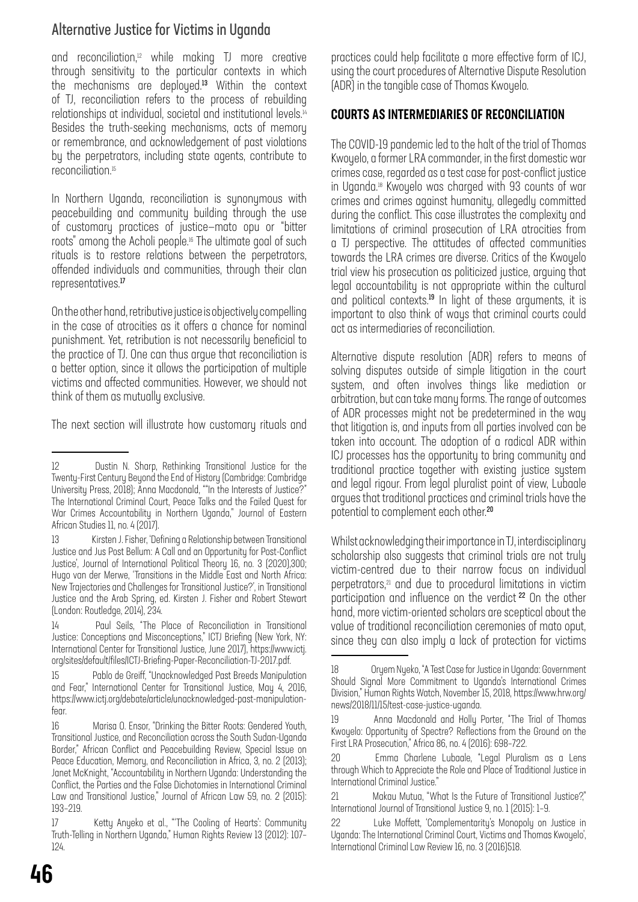and reconciliation,[12] while making TJ more creative through sensitivity to the particular contexts in which the mechanisms are deployed.[13] Within the context of TJ, reconciliation refers to the process of rebuilding relationships at individual, societal and institutional levels.[14] Besides the truth-seeking mechanisms, acts of memory or remembrance, and acknowledgement of past violations by the perpetrators, including state agents, contribute to reconciliation.[15]

In Northern Uganda, reconciliation is synonymous with peacebuilding and community building through the use of customary practices of justice—mato opu or "bitter roots" among the Acholi people.[16] The ultimate goal of such rituals is to restore relations between the perpetrators, offended individuals and communities, through their clan representatives.[17]

On the other hand, retributive justice is objectively compelling in the case of atrocities as it offers a chance for nominal punishment. Yet, retribution is not necessarily beneficial to the practice of TJ. One can thus argue that reconciliation is a better option, since it allows the participation of multiple victims and affected communities. However, we should not think of them as mutually exclusive.

The next section will illustrate how customary rituals and practices could help facilitate a more effective form of ICJ, using the court procedures of Alternative Dispute Resolution (ADR) in the tangible case of Thomas Kwoyelo.

## COURTS AS INTERMEDIARIES OF RECONCILIATION

The COVID-19 pandemic led to the halt of the trial of Thomas Kwoyelo, a former LRA commander, in the first domestic war crimes case, regarded as a test case for post-conflict justice in Uganda.[18] Kwoyelo was charged with 93 counts of war crimes and crimes against humanity, allegedly committed during the conflict. This case illustrates the complexity and limitations of criminal prosecution of LRA atrocities from a TJ perspective. The attitudes of affected communities towards the LRA crimes are diverse. Critics of the Kwoyelo trial view his prosecution as politicized justice, arguing that legal accountability is not appropriate within the cultural and political contexts.[19] In light of these arguments, it is important to also think of ways that criminal courts could act as intermediaries of reconciliation.

Alternative dispute resolution (ADR) refers to means of solving disputes outside of simple litigation in the court system, and often involves things like mediation or arbitration, but can take many forms. The range of outcomes of ADR processes might not be predetermined in the way that litigation is, and inputs from all parties involved can be taken into account. The adoption of a radical ADR within ICJ processes has the opportunity to bring community and traditional practice together with existing justice system and legal rigour. From legal pluralist point of view, Lubaale argues that traditional practices and criminal trials have the potential to complement each other.[20]

Whilst acknowledging their importance in TJ, interdisciplinary scholarship also suggests that criminal trials are not truly victim-centred due to their narrow focus on individual perpetrators,[21] and due to procedural limitations in victim participation and influence on the verdict [22] On the other hand, more victim-oriented scholars are sceptical about the value of traditional reconciliation ceremonies of mato oput, since they can also imply a lack of protection for victims

---

12 Dustin N. Sharp, Rethinking Transitional Justice for the Twenty-First Century Beyond the End of History (Cambridge: Cambridge University Press, 2018); Anna Macdonald, ""In the Interests of Justice?" The International Criminal Court, Peace Talks and the Failed Quest for War Crimes Accountability in Northern Uganda," Journal of Eastern African Studies 11, no. 4 (2017).

13 Kirsten J. Fisher, 'Defining a Relationship between Transitional Justice and Jus Post Bellum: A Call and an Opportunity for Post-Conflict Justice', Journal of International Political Theory 16, no. 3 (2020),300; Hugo van der Merwe, 'Transitions in the Middle East and North Africa: New Trajectories and Challenges for Transitional Justice?', in Transitional Justice and the Arab Spring, ed. Kirsten J. Fisher and Robert Stewart (London: Routledge, 2014), 234.

14 Paul Seils, "The Place of Reconciliation in Transitional Justice: Conceptions and Misconceptions," ICTJ Briefing (New York, NY: International Center for Transitional Justice, June 2017), https://www.ictj.org/sites/default/files/ICTJ-Briefing-Paper-Reconciliation-TJ-2017.pdf.

15 Pablo de Greiff, "Unacknowledged Past Breeds Manipulation and Fear," International Center for Transitional Justice, May 4, 2016, https://www.ictj.org/debate/article/unacknowledged-past-manipulation-fear.

16 Marisa O. Ensor, "Drinking the Bitter Roots: Gendered Youth, Transitional Justice, and Reconciliation across the South Sudan-Uganda Border," African Conflict and Peacebuilding Review, Special Issue on Peace Education, Memory, and Reconciliation in Africa, 3, no. 2 (2013); Janet McKnight, "Accountability in Northern Uganda: Understanding the Conflict, the Parties and the False Dichotomies in International Criminal Law and Transitional Justice," Journal of African Law 59, no. 2 (2015): 193–219.

17 Ketty Anyeko et al., "'The Cooling of Hearts': Community Truth-Telling in Northern Uganda," Human Rights Review 13 (2012): 107–124.

18 Oryem Nyeko, "A Test Case for Justice in Uganda: Government Should Signal More Commitment to Uganda's International Crimes Division," Human Rights Watch, November 15, 2018, https://www.hrw.org/news/2018/11/15/test-case-justice-uganda.

19 Anna Macdonald and Holly Porter, "The Trial of Thomas Kwoyelo: Opportunity of Spectre? Reflections from the Ground on the First LRA Prosecution," Africa 86, no. 4 (2016): 698–722.

20 Emma Charlene Lubaale, "Legal Pluralism as a Lens through Which to Appreciate the Role and Place of Traditional Justice in International Criminal Justice."

21 Makau Mutua, "What Is the Future of Transitional Justice?," International Journal of Transitional Justice 9, no. 1 (2015): 1–9.

22 Luke Moffett, 'Complementarity's Monopoly on Justice in Uganda: The International Criminal Court, Victims and Thomas Kwoyelo', International Criminal Law Review 16, no. 3 (2016)518.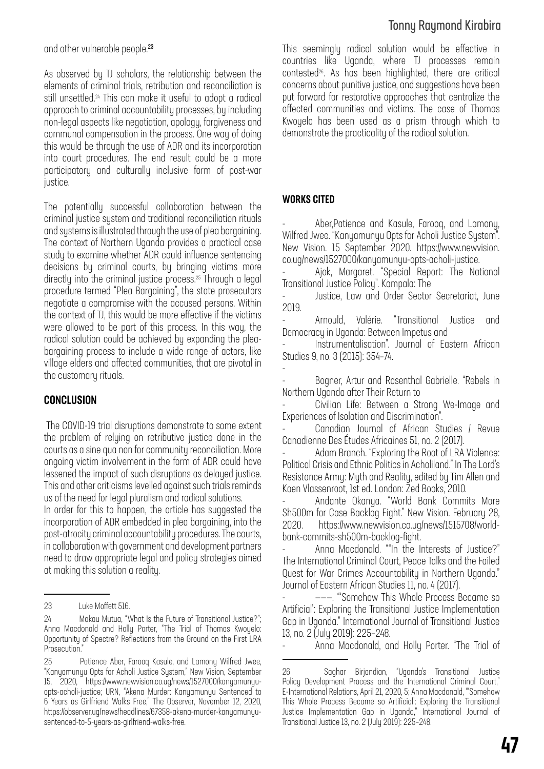and other vulnerable people.[23]

As observed by TJ scholars, the relationship between the elements of criminal trials, retribution and reconciliation is still unsettled.[24] This can make it useful to adopt a radical approach to criminal accountability processes, by including non-legal aspects like negotiation, apology, forgiveness and communal compensation in the process. One way of doing this would be through the use of ADR and its incorporation into court procedures. The end result could be a more participatory and culturally inclusive form of post-war justice.

The potentially successful collaboration between the criminal justice system and traditional reconciliation rituals and systems is illustrated through the use of plea bargaining. The context of Northern Uganda provides a practical case study to examine whether ADR could influence sentencing decisions by criminal courts, by bringing victims more directly into the criminal justice process.[25] Through a legal procedure termed "Plea Bargaining", the state prosecutors negotiate a compromise with the accused persons. Within the context of TJ, this would be more effective if the victims were allowed to be part of this process. In this way, the radical solution could be achieved by expanding the plea-bargaining process to include a wide range of actors, like village elders and affected communities, that are pivotal in the customary rituals.

## CONCLUSION

The COVID-19 trial disruptions demonstrate to some extent the problem of relying on retributive justice done in the courts as a sine qua non for community reconciliation. More ongoing victim involvement in the form of ADR could have lessened the impact of such disruptions as delayed justice. This and other criticisms levelled against such trials reminds us of the need for legal pluralism and radical solutions.
In order for this to happen, the article has suggested the incorporation of ADR embedded in plea bargaining, into the post-atrocity criminal accountability procedures. The courts, in collaboration with government and development partners need to draw appropriate legal and policy strategies aimed at making this solution a reality.

This seemingly radical solution would be effective in countries like Uganda, where TJ processes remain contested[26]. As has been highlighted, there are critical concerns about punitive justice, and suggestions have been put forward for restorative approaches that centralize the affected communities and victims. The case of Thomas Kwoyelo has been used as a prism through which to demonstrate the practicality of the radical solution.

## WORKS CITED

- Aber,Patience and Kasule, Farooq, and Lamony, Wilfred Jwee. "Kanyamunyu Opts for Acholi Justice System". New Vision. 15 September 2020. https://www.newvision.co.ug/news/1527000/kanyamunyu-opts-acholi-justice.
- Ajok, Margaret. "Special Report: The National Transitional Justice Policy". Kampala: The
- Justice, Law and Order Sector Secretariat, June 2019.
- Arnould, Valérie. "Transitional Justice and Democracy in Uganda: Between Impetus and
- Instrumentalisation". Journal of Eastern African Studies 9, no. 3 (2015): 354–74.
-
- Bogner, Artur and Rosenthal Gabrielle. "Rebels in Northern Uganda after Their Return to
- Civilian Life: Between a Strong We-Image and Experiences of Isolation and Discrimination".
- Canadian Journal of African Studies / Revue Canadienne Des Études Africaines 51, no. 2 (2017).
- Adam Branch. "Exploring the Root of LRA Violence: Political Crisis and Ethnic Politics in Acholiland." In The Lord's Resistance Army: Myth and Reality, edited by Tim Allen and Koen Vlassenroot, 1st ed. London: Zed Books, 2010.
- Andante Okanya. "World Bank Commits More Sh500m for Case Backlog Fight." New Vision. February 28, 2020. https://www.newvision.co.ug/news/1515708/world-bank-commits-sh500m-backlog-fight.
- Anna Macdonald. ""In the Interests of Justice?" The International Criminal Court, Peace Talks and the Failed Quest for War Crimes Accountability in Northern Uganda." Journal of Eastern African Studies 11, no. 4 (2017).
- ———. "'Somehow This Whole Process Became so Artificial': Exploring the Transitional Justice Implementation Gap in Uganda." International Journal of Transitional Justice 13, no. 2 (July 2019): 225–248.
- Anna Macdonald, and Holly Porter. "The Trial of

---

23 Luke Moffett 516.

24 Makau Mutua, "What Is the Future of Transitional Justice?"; Anna Macdonald and Holly Porter, "The Trial of Thomas Kwoyelo: Opportunity of Spectre? Reflections from the Ground on the First LRA Prosecution."

25 Patience Aber, Farooq Kasule, and Lamony Wilfred Jwee, "Kanyamunyu Opts for Acholi Justice System," New Vision, September 15, 2020, https://www.newvision.co.ug/news/1527000/kanyamunyu-opts-acholi-justice; URN, "Akena Murder: Kanyamunyu Sentenced to 6 Years as Girlfriend Walks Free," The Observer, November 12, 2020, https://observer.ug/news/headlines/67358-akena-murder-kanyamunyu-sentenced-to-5-years-as-girlfriend-walks-free.

26 Saghar Birjandian, "Uganda's Transitional Justice Policy Development Process and the International Criminal Court," E-International Relations, April 21, 2020, 5; Anna Macdonald, "'Somehow This Whole Process Became so Artificial': Exploring the Transitional Justice Implementation Gap in Uganda," International Journal of Transitional Justice 13, no. 2 (July 2019): 225–248.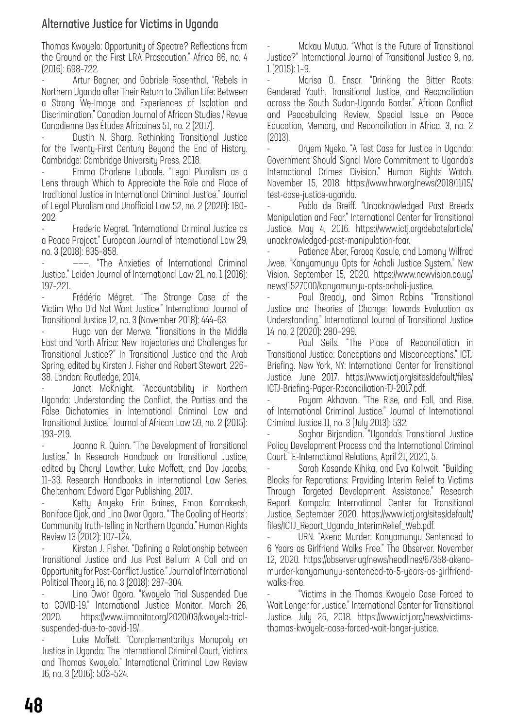Thomas Kwoyelo: Opportunity of Spectre? Reflections from the Ground on the First LRA Prosecution." Africa 86, no. 4 (2016): 698–722.

- Artur Bogner, and Gabriele Rosenthal. "Rebels in Northern Uganda after Their Return to Civilian Life: Between a Strong We-Image and Experiences of Isolation and Discrimination." Canadian Journal of African Studies / Revue Canadienne Des Études Africaines 51, no. 2 (2017).
- Dustin N. Sharp. Rethinking Transitional Justice for the Twenty-First Century Beyond the End of History. Cambridge: Cambridge University Press, 2018.
- Emma Charlene Lubaale. "Legal Pluralism as a Lens through Which to Appreciate the Role and Place of Traditional Justice in International Criminal Justice." Journal of Legal Pluralism and Unofficial Law 52, no. 2 (2020): 180–202.
- Frederic Megret. "International Criminal Justice as a Peace Project." European Journal of International Law 29, no. 3 (2018): 835–858.
- ———. "The Anxieties of International Criminal Justice." Leiden Journal of International Law 21, no. 1 (2016): 197–221.
- Frédéric Mégret. "The Strange Case of the Victim Who Did Not Want Justice." International Journal of Transitional Justice 12, no. 3 (November 2018): 444–63.
- Hugo van der Merwe. "Transitions in the Middle East and North Africa: New Trajectories and Challenges for Transitional Justice?" In Transitional Justice and the Arab Spring, edited by Kirsten J. Fisher and Robert Stewart, 226–38. London: Routledge, 2014.
- Janet McKnight. "Accountability in Northern Uganda: Understanding the Conflict, the Parties and the False Dichotomies in International Criminal Law and Transitional Justice." Journal of African Law 59, no. 2 (2015): 193–219.
- Joanna R. Quinn. "The Development of Transitional Justice." In Research Handbook on Transitional Justice, edited by Cheryl Lawther, Luke Moffett, and Dov Jacobs, 11–33. Research Handbooks in International Law Series. Cheltenham: Edward Elgar Publishing, 2017.
- Ketty Anyeko, Erin Baines, Emon Komakech, Boniface Ojok, and Lino Owor Ogora. "'The Cooling of Hearts': Community Truth-Telling in Northern Uganda." Human Rights Review 13 (2012): 107–124.
- Kirsten J. Fisher. "Defining a Relationship between Transitional Justice and Jus Post Bellum: A Call and an Opportunity for Post-Conflict Justice." Journal of International Political Theory 16, no. 3 (2018): 287–304.
- Lino Owor Ogora. "Kwoyelo Trial Suspended Due to COVID-19." International Justice Monitor. March 26, 2020. https://www.ijmonitor.org/2020/03/kwoyelo-trial-suspended-due-to-covid-19/.
- Luke Moffett. "Complementarity's Monopoly on Justice in Uganda: The International Criminal Court, Victims and Thomas Kwoyelo." International Criminal Law Review 16, no. 3 (2016): 503–524.
- Makau Mutua. "What Is the Future of Transitional Justice?" International Journal of Transitional Justice 9, no. 1 (2015): 1–9.
- Marisa O. Ensor. "Drinking the Bitter Roots: Gendered Youth, Transitional Justice, and Reconciliation across the South Sudan-Uganda Border." African Conflict and Peacebuilding Review, Special Issue on Peace Education, Memory, and Reconciliation in Africa, 3, no. 2 (2013).
- Oryem Nyeko. "A Test Case for Justice in Uganda: Government Should Signal More Commitment to Uganda's International Crimes Division." Human Rights Watch. November 15, 2018. https://www.hrw.org/news/2018/11/15/test-case-justice-uganda.
- Pablo de Greiff. "Unacknowledged Past Breeds Manipulation and Fear." International Center for Transitional Justice. May 4, 2016. https://www.ictj.org/debate/article/unacknowledged-past-manipulation-fear.
- Patience Aber, Farooq Kasule, and Lamony Wilfred Jwee. "Kanyamunyu Opts for Acholi Justice System." New Vision. September 15, 2020. https://www.newvision.co.ug/news/1527000/kanyamunyu-opts-acholi-justice.
- Paul Gready, and Simon Robins. "Transitional Justice and Theories of Change: Towards Evaluation as Understanding." International Journal of Transitional Justice 14, no. 2 (2020): 280–299.
- Paul Seils. "The Place of Reconciliation in Transitional Justice: Conceptions and Misconceptions." ICTJ Briefing. New York, NY: International Center for Transitional Justice, June 2017. https://www.ictj.org/sites/default/files/ICTJ-Briefing-Paper-Reconciliation-TJ-2017.pdf.
- Payam Akhavan. "The Rise, and Fall, and Rise, of International Criminal Justice." Journal of International Criminal Justice 11, no. 3 (July 2013): 532.
- Saghar Birjandian. "Uganda's Transitional Justice Policy Development Process and the International Criminal Court." E-International Relations, April 21, 2020, 5.
- Sarah Kasande Kihika, and Eva Kallweit. "Building Blocks for Reparations: Providing Interim Relief to Victims Through Targeted Development Assistance." Research Report. Kampala: International Center for Transitional Justice, September 2020. https://www.ictj.org/sites/default/files/ICTJ_Report_Uganda_InterimRelief_Web.pdf.
- URN. "Akena Murder: Kanyamunyu Sentenced to 6 Years as Girlfriend Walks Free." The Observer. November 12, 2020. https://observer.ug/news/headlines/67358-akena-murder-kanyamunyu-sentenced-to-5-years-as-girlfriend-walks-free.
- "Victims in the Thomas Kwoyelo Case Forced to Wait Longer for Justice." International Center for Transitional Justice. July 25, 2018. https://www.ictj.org/news/victims-thomas-kwoyelo-case-forced-wait-longer-justice.